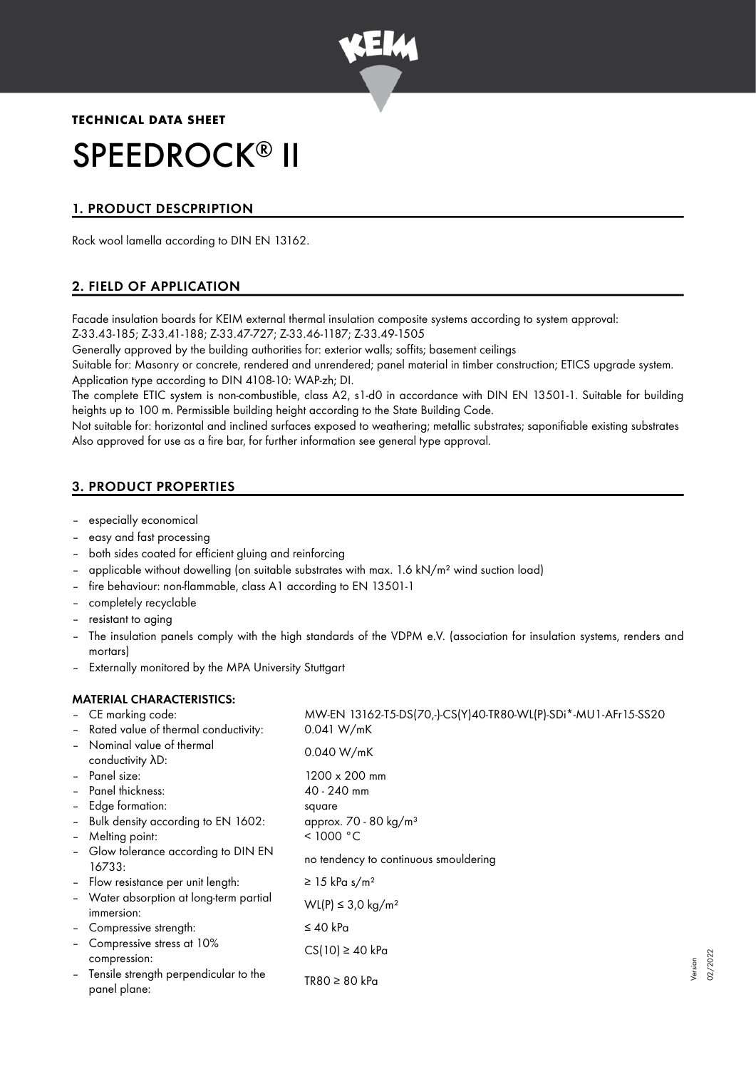**TECHNICAL DATA SHEET**

# SPEEDROCK® II

## 1. PRODUCT DESCPRIPTION

Rock wool lamella according to DIN EN 13162.

## 2. FIELD OF APPLICATION

Facade insulation boards for KEIM external thermal insulation composite systems according to system approval:
Z-33.43-185; Z-33.41-188; Z-33.47-727; Z-33.46-1187; Z-33.49-1505

Generally approved by the building authorities for: exterior walls; soffits; basement ceilings

Suitable for: Masonry or concrete, rendered and unrendered; panel material in timber construction; ETICS upgrade system. Application type according to DIN 4108-10: WAP-zh; DI.

The complete ETIC system is non-combustible, class A2, s1-d0 in accordance with DIN EN 13501-1. Suitable for building heights up to 100 m. Permissible building height according to the State Building Code.

Not suitable for: horizontal and inclined surfaces exposed to weathering; metallic substrates; saponifiable existing substrates

Also approved for use as a fire bar, for further information see general type approval.

## 3. PRODUCT PROPERTIES

- especially economical
- easy and fast processing
- both sides coated for efficient gluing and reinforcing
- applicable without dowelling (on suitable substrates with max. 1.6 kN/m² wind suction load)
- fire behaviour: non-flammable, class A1 according to EN 13501-1
- completely recyclable
- resistant to aging
- The insulation panels comply with the high standards of the VDPM e.V. (association for insulation systems, renders and mortars)
- Externally monitored by the MPA University Stuttgart

### MATERIAL CHARACTERISTICS:

- CE marking code: MW-EN 13162-T5-DS(70,-)-CS(Y)40-TR80-WL(P)-SDi*-MU1-AFr15-SS20
- Rated value of thermal conductivity: 0.041 W/mK
- Nominal value of thermal conductivity λD: 0.040 W/mK
- Panel size: 1200 x 200 mm
- Panel thickness: 40 - 240 mm
- Edge formation: square
- Bulk density according to EN 1602: approx. 70 - 80 kg/m³
- Melting point: < 1000 °C
- Glow tolerance according to DIN EN 16733: no tendency to continuous smouldering
- Flow resistance per unit length: ≥ 15 kPa s/m²
- Water absorption at long-term partial immersion: WL(P) ≤ 3,0 kg/m²
- Compressive strength: ≤ 40 kPa
- Compressive stress at 10% compression: CS(10) ≥ 40 kPa
- Tensile strength perpendicular to the panel plane: TR80 ≥ 80 kPa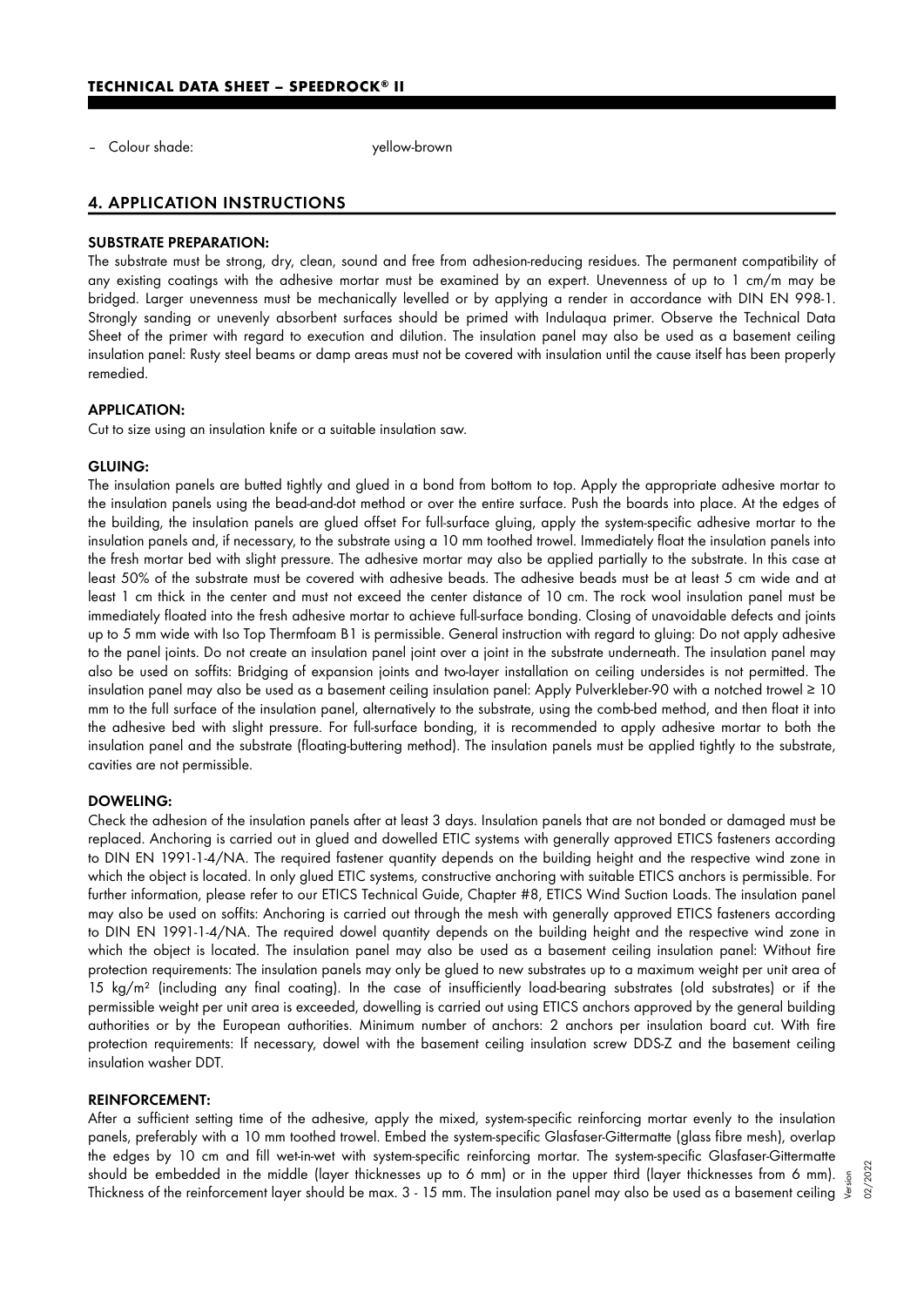- Colour shade: yellow-brown

## 4. APPLICATION INSTRUCTIONS

### SUBSTRATE PREPARATION:

The substrate must be strong, dry, clean, sound and free from adhesion-reducing residues. The permanent compatibility of any existing coatings with the adhesive mortar must be examined by an expert. Unevenness of up to 1 cm/m may be bridged. Larger unevenness must be mechanically levelled or by applying a render in accordance with DIN EN 998-1. Strongly sanding or unevenly absorbent surfaces should be primed with Indulaqua primer. Observe the Technical Data Sheet of the primer with regard to execution and dilution. The insulation panel may also be used as a basement ceiling insulation panel: Rusty steel beams or damp areas must not be covered with insulation until the cause itself has been properly remedied.

### APPLICATION:

Cut to size using an insulation knife or a suitable insulation saw.

### GLUING:

The insulation panels are butted tightly and glued in a bond from bottom to top. Apply the appropriate adhesive mortar to the insulation panels using the bead-and-dot method or over the entire surface. Push the boards into place. At the edges of the building, the insulation panels are glued offset For full-surface gluing, apply the system-specific adhesive mortar to the insulation panels and, if necessary, to the substrate using a 10 mm toothed trowel. Immediately float the insulation panels into the fresh mortar bed with slight pressure. The adhesive mortar may also be applied partially to the substrate. In this case at least 50% of the substrate must be covered with adhesive beads. The adhesive beads must be at least 5 cm wide and at least 1 cm thick in the center and must not exceed the center distance of 10 cm. The rock wool insulation panel must be immediately floated into the fresh adhesive mortar to achieve full-surface bonding. Closing of unavoidable defects and joints up to 5 mm wide with Iso Top Thermfoam B1 is permissible. General instruction with regard to gluing: Do not apply adhesive to the panel joints. Do not create an insulation panel joint over a joint in the substrate underneath. The insulation panel may also be used on soffits: Bridging of expansion joints and two-layer installation on ceiling undersides is not permitted. The insulation panel may also be used as a basement ceiling insulation panel: Apply Pulverkleber-90 with a notched trowel ≥ 10 mm to the full surface of the insulation panel, alternatively to the substrate, using the comb-bed method, and then float it into the adhesive bed with slight pressure. For full-surface bonding, it is recommended to apply adhesive mortar to both the insulation panel and the substrate (floating-buttering method). The insulation panels must be applied tightly to the substrate, cavities are not permissible.

### DOWELING:

Check the adhesion of the insulation panels after at least 3 days. Insulation panels that are not bonded or damaged must be replaced. Anchoring is carried out in glued and dowelled ETIC systems with generally approved ETICS fasteners according to DIN EN 1991-1-4/NA. The required fastener quantity depends on the building height and the respective wind zone in which the object is located. In only glued ETIC systems, constructive anchoring with suitable ETICS anchors is permissible. For further information, please refer to our ETICS Technical Guide, Chapter #8, ETICS Wind Suction Loads. The insulation panel may also be used on soffits: Anchoring is carried out through the mesh with generally approved ETICS fasteners according to DIN EN 1991-1-4/NA. The required dowel quantity depends on the building height and the respective wind zone in which the object is located. The insulation panel may also be used as a basement ceiling insulation panel: Without fire protection requirements: The insulation panels may only be glued to new substrates up to a maximum weight per unit area of 15 kg/m² (including any final coating). In the case of insufficiently load-bearing substrates (old substrates) or if the permissible weight per unit area is exceeded, dowelling is carried out using ETICS anchors approved by the general building authorities or by the European authorities. Minimum number of anchors: 2 anchors per insulation board cut. With fire protection requirements: If necessary, dowel with the basement ceiling insulation screw DDS-Z and the basement ceiling insulation washer DDT.

### REINFORCEMENT:

After a sufficient setting time of the adhesive, apply the mixed, system-specific reinforcing mortar evenly to the insulation panels, preferably with a 10 mm toothed trowel. Embed the system-specific Glasfaser-Gittermatte (glass fibre mesh), overlap the edges by 10 cm and fill wet-in-wet with system-specific reinforcing mortar. The system-specific Glasfaser-Gittermatte should be embedded in the middle (layer thicknesses up to 6 mm) or in the upper third (layer thicknesses from 6 mm). Thickness of the reinforcement layer should be max. 3 - 15 mm. The insulation panel may also be used as a basement ceiling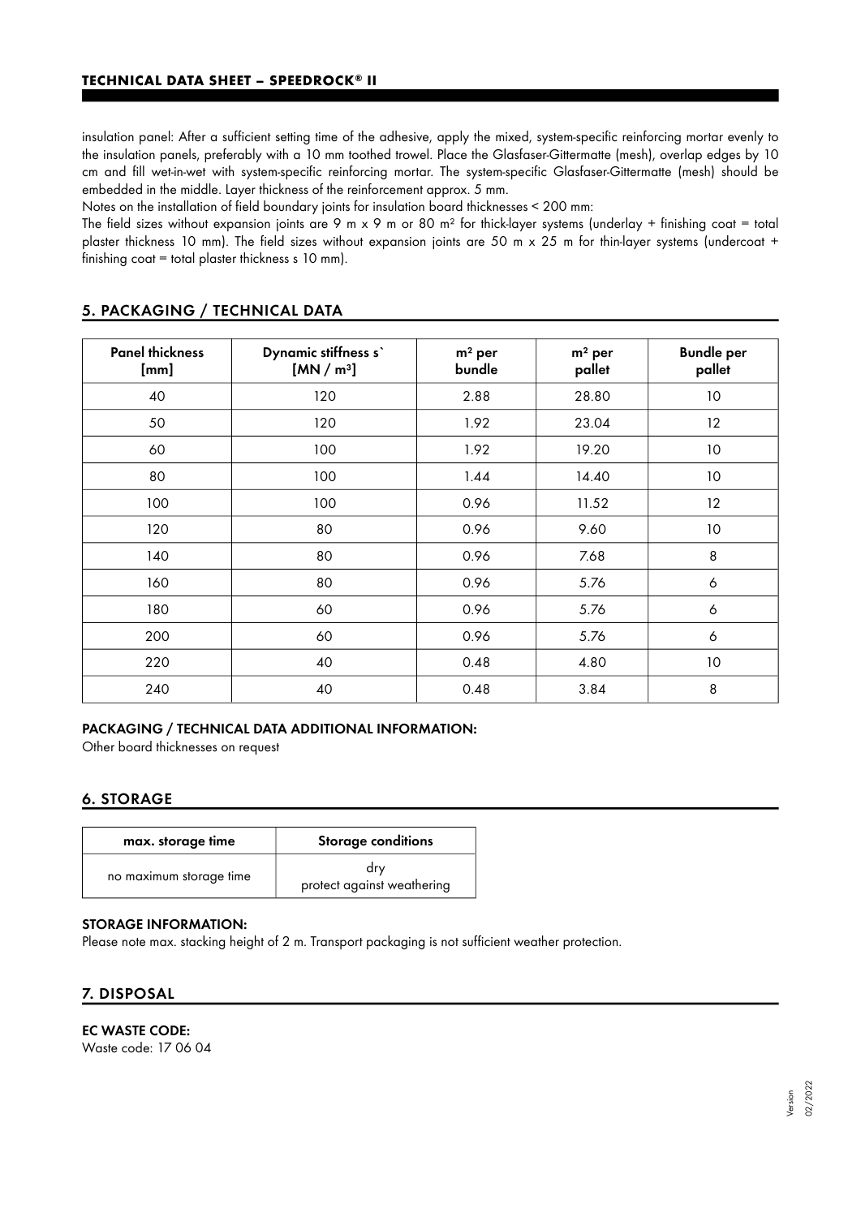insulation panel: After a sufficient setting time of the adhesive, apply the mixed, system-specific reinforcing mortar evenly to the insulation panels, preferably with a 10 mm toothed trowel. Place the Glasfaser-Gittermatte (mesh), overlap edges by 10 cm and fill wet-in-wet with system-specific reinforcing mortar. The system-specific Glasfaser-Gittermatte (mesh) should be embedded in the middle. Layer thickness of the reinforcement approx. 5 mm.
Notes on the installation of field boundary joints for insulation board thicknesses < 200 mm:
The field sizes without expansion joints are 9 m x 9 m or 80 m² for thick-layer systems (underlay + finishing coat = total plaster thickness 10 mm). The field sizes without expansion joints are 50 m x 25 m for thin-layer systems (undercoat + finishing coat = total plaster thickness s 10 mm).

## 5. PACKAGING / TECHNICAL DATA

| Panel thickness [mm] | Dynamic stiffness s` [MN / m³] | m² per bundle | m² per pallet | Bundle per pallet |
|---|---|---|---|---|
| 40 | 120 | 2.88 | 28.80 | 10 |
| 50 | 120 | 1.92 | 23.04 | 12 |
| 60 | 100 | 1.92 | 19.20 | 10 |
| 80 | 100 | 1.44 | 14.40 | 10 |
| 100 | 100 | 0.96 | 11.52 | 12 |
| 120 | 80 | 0.96 | 9.60 | 10 |
| 140 | 80 | 0.96 | 7.68 | 8 |
| 160 | 80 | 0.96 | 5.76 | 6 |
| 180 | 60 | 0.96 | 5.76 | 6 |
| 200 | 60 | 0.96 | 5.76 | 6 |
| 220 | 40 | 0.48 | 4.80 | 10 |
| 240 | 40 | 0.48 | 3.84 | 8 |

### PACKAGING / TECHNICAL DATA ADDITIONAL INFORMATION:

Other board thicknesses on request

## 6. STORAGE

| max. storage time | Storage conditions |
|---|---|
| no maximum storage time | dry<br>protect against weathering |

### STORAGE INFORMATION:

Please note max. stacking height of 2 m. Transport packaging is not sufficient weather protection.

## 7. DISPOSAL

### EC WASTE CODE:

Waste code: 17 06 04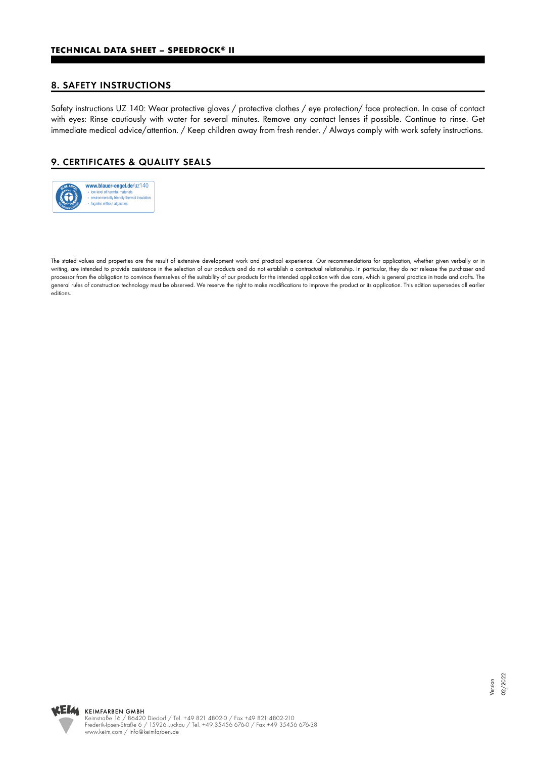## 8. SAFETY INSTRUCTIONS

Safety instructions UZ 140: Wear protective gloves / protective clothes / eye protection/ face protection. In case of contact with eyes: Rinse cautiously with water for several minutes. Remove any contact lenses if possible. Continue to rinse. Get immediate medical advice/attention. / Keep children away from fresh render. / Always comply with work safety instructions.

## 9. CERTIFICATES & QUALITY SEALS

www.blauer-engel.de/uz140
- low level of harmful materials
- environmentally friendly thermal insulation
- façades without algacides

The stated values and properties are the result of extensive development work and practical experience. Our recommendations for application, whether given verbally or in writing, are intended to provide assistance in the selection of our products and do not establish a contractual relationship. In particular, they do not release the purchaser and processor from the obligation to convince themselves of the suitability of our products for the intended application with due care, which is general practice in trade and crafts. The general rules of construction technology must be observed. We reserve the right to make modifications to improve the product or its application. This edition supersedes all earlier editions.

KEIMFARBEN GMBH
Keimstraße 16 / 86420 Diedorf / Tel. +49 821 4802-0 / Fax +49 821 4802-210
Frederik-Ipsen-Straße 6 / 15926 Luckau / Tel. +49 35456 676-0 / Fax +49 35456 676-38
www.keim.com / info@keimfarben.de

Version 02/2022